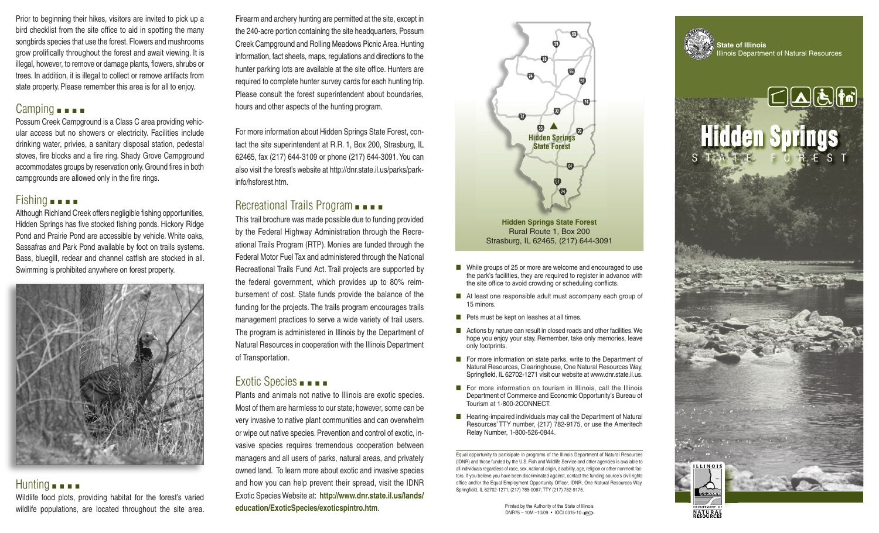Prior to beginning their hikes, visitors are invited to pick up a bird checklist from the site office to aid in spotting the many songbirds species that use the forest. Flowers and mushrooms grow prolifically throughout the forest and await viewing. It is illegal, however, to remove or damage plants, flowers, shrubs or trees. In addition, it is illegal to collect or remove artifacts from state property. Please remember this area is for all to enjoy.

## Camping

Possum Creek Campground is a Class C area providing vehicular access but no showers or electricity. Facilities include drinking water, privies, a sanitary disposal station, pedestal stoves, fire blocks and a fire ring. Shady Grove Campground accommodates groups by reservation only. Ground fires in both campgrounds are allowed only in the fire rings.

## Fishing

Although Richland Creek offers negligible fishing opportunities, Hidden Springs has five stocked fishing ponds. Hickory Ridge Pond and Prairie Pond are accessible by vehicle. White oaks, Sassafras and Park Pond available by foot on trails systems. Bass, bluegill, redear and channel catfish are stocked in all. Swimming is prohibited anywhere on forest property.

## Hunting

Wildlife food plots, providing habitat for the forest's varied wildlife populations, are located throughout the site area. Firearm and archery hunting are permitted at the site, except in the 240-acre portion containing the site headquarters, Possum Creek Campground and Rolling Meadows Picnic Area. Hunting information, fact sheets, maps, regulations and directions to the hunter parking lots are available at the site office. Hunters are required to complete hunter survey cards for each hunting trip. Please consult the forest superintendent about boundaries, hours and other aspects of the hunting program.

For more information about Hidden Springs State Forest, contact the site superintendent at R.R. 1, Box 200, Strasburg, IL 62465, fax (217) 644-3109 or phone (217) 644-3091. You can also visit the forest's website at http://dnr.state.il.us/parks/parkinfo/hsforest.htm.

## Recreational Trails Program

This trail brochure was made possible due to funding provided by the Federal Highway Administration through the Recreational Trails Program (RTP). Monies are funded through the Federal Motor Fuel Tax and administered through the National Recreational Trails Fund Act. Trail projects are supported by the federal government, which provides up to 80% reimbursement of cost. State funds provide the balance of the funding for the projects. The trails program encourages trails management practices to serve a wide variety of trail users. The program is administered in Illinois by the Department of Natural Resources in cooperation with the Illinois Department of Transportation.

## Exotic Species

Plants and animals not native to Illinois are exotic species. Most of them are harmless to our state; however, some can be very invasive to native plant communities and can overwhelm or wipe out native species. Prevention and control of exotic, invasive species requires tremendous cooperation between managers and all users of parks, natural areas, and privately owned land. To learn more about exotic and invasive species and how you can help prevent their spread, visit the IDNR Exotic Species Website at: **http://www.dnr.state.il.us/lands/education/ExoticSpecies/exoticspintro.htm**.

Hidden Springs State Forest

**Hidden Springs State Forest**
Rural Route 1, Box 200
Strasburg, IL 62465, (217) 644-3091

- While groups of 25 or more are welcome and encouraged to use the park's facilities, they are required to register in advance with the site office to avoid crowding or scheduling conflicts.
- At least one responsible adult must accompany each group of 15 minors.
- Pets must be kept on leashes at all times.
- Actions by nature can result in closed roads and other facilities. We hope you enjoy your stay. Remember, take only memories, leave only footprints.
- For more information on state parks, write to the Department of Natural Resources, Clearinghouse, One Natural Resources Way, Springfield, IL 62702-1271 visit our website at www.dnr.state.il.us.
- For more information on tourism in Illinois, call the Illinois Department of Commerce and Economic Opportunity's Bureau of Tourism at 1-800-2CONNECT.
- Hearing-impaired individuals may call the Department of Natural Resources' TTY number, (217) 782-9175, or use the Ameritech Relay Number, 1-800-526-0844.

Equal opportunity to participate in programs of the Illinois Department of Natural Resources (IDNR) and those funded by the U.S. Fish and Wildlife Service and other agencies is available to all individuals regardless of race, sex, national origin, disability, age, religion or other nonmerit factors. If you believe you have been discriminated against, contact the funding source's civil rights office and/or the Equal Employment Opportunity Officer, IDNR, One Natural Resources Way, Springfield, IL 62702-1271; (217) 785-0067; TTY (217) 782-9175.

Printed by the Authority of the State of Illinois
DNR75 – 10M –10/09 • IOCI 0315-10

**State of Illinois**
Illinois Department of Natural Resources

# Hidden Springs
STATE FOREST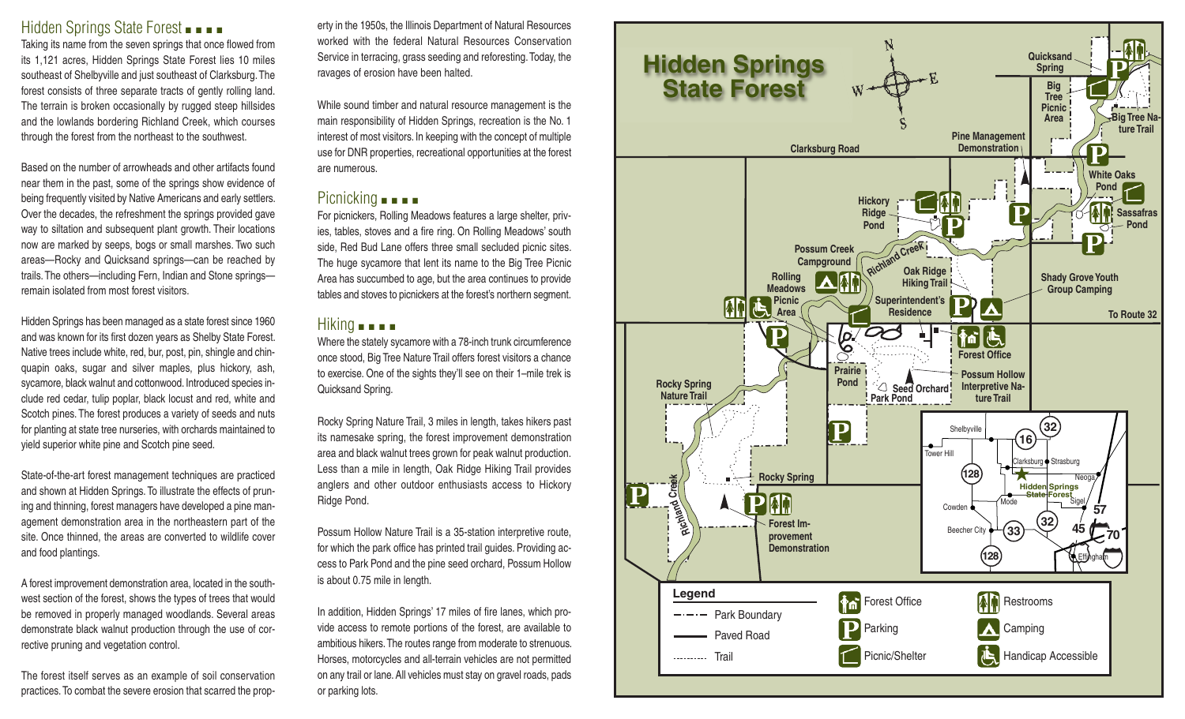## Hidden Springs State Forest

Taking its name from the seven springs that once flowed from its 1,121 acres, Hidden Springs State Forest lies 10 miles southeast of Shelbyville and just southeast of Clarksburg. The forest consists of three separate tracts of gently rolling land. The terrain is broken occasionally by rugged steep hillsides and the lowlands bordering Richland Creek, which courses through the forest from the northeast to the southwest.

Based on the number of arrowheads and other artifacts found near them in the past, some of the springs show evidence of being frequently visited by Native Americans and early settlers. Over the decades, the refreshment the springs provided gave way to siltation and subsequent plant growth. Their locations now are marked by seeps, bogs or small marshes. Two such areas—Rocky and Quicksand springs—can be reached by trails. The others—including Fern, Indian and Stone springs—remain isolated from most forest visitors.

Hidden Springs has been managed as a state forest since 1960 and was known for its first dozen years as Shelby State Forest. Native trees include white, red, bur, post, pin, shingle and chinquapin oaks, sugar and silver maples, plus hickory, ash, sycamore, black walnut and cottonwood. Introduced species include red cedar, tulip poplar, black locust and red, white and Scotch pines. The forest produces a variety of seeds and nuts for planting at state tree nurseries, with orchards maintained to yield superior white pine and Scotch pine seed.

State-of-the-art forest management techniques are practiced and shown at Hidden Springs. To illustrate the effects of pruning and thinning, forest managers have developed a pine management demonstration area in the northeastern part of the site. Once thinned, the areas are converted to wildlife cover and food plantings.

A forest improvement demonstration area, located in the southwest section of the forest, shows the types of trees that would be removed in properly managed woodlands. Several areas demonstrate black walnut production through the use of corrective pruning and vegetation control.

The forest itself serves as an example of soil conservation practices. To combat the severe erosion that scarred the property in the 1950s, the Illinois Department of Natural Resources worked with the federal Natural Resources Conservation Service in terracing, grass seeding and reforesting. Today, the ravages of erosion have been halted.

While sound timber and natural resource management is the main responsibility of Hidden Springs, recreation is the No. 1 interest of most visitors. In keeping with the concept of multiple use for DNR properties, recreational opportunities at the forest are numerous.

## Picnicking

For picnickers, Rolling Meadows features a large shelter, privies, tables, stoves and a fire ring. On Rolling Meadows' south side, Red Bud Lane offers three small secluded picnic sites. The huge sycamore that lent its name to the Big Tree Picnic Area has succumbed to age, but the area continues to provide tables and stoves to picnickers at the forest's northern segment.

## Hiking

Where the stately sycamore with a 78-inch trunk circumference once stood, Big Tree Nature Trail offers forest visitors a chance to exercise. One of the sights they'll see on their 1–mile trek is Quicksand Spring.

Rocky Spring Nature Trail, 3 miles in length, takes hikers past its namesake spring, the forest improvement demonstration area and black walnut trees grown for peak walnut production. Less than a mile in length, Oak Ridge Hiking Trail provides anglers and other outdoor enthusiasts access to Hickory Ridge Pond.

Possum Hollow Nature Trail is a 35-station interpretive route, for which the park office has printed trail guides. Providing access to Park Pond and the pine seed orchard, Possum Hollow is about 0.75 mile in length.

In addition, Hidden Springs' 17 miles of fire lanes, which provide access to remote portions of the forest, are available to ambitious hikers. The routes range from moderate to strenuous. Horses, motorcycles and all-terrain vehicles are not permitted on any trail or lane. All vehicles must stay on gravel roads, pads or parking lots.

# Hidden Springs State Forest

N
W
E
S

Clarksburg Road
Quicksand Spring
Big Tree Picnic Area
Big Tree Nature Trail
Pine Management Demonstration
White Oaks Pond
Sassafras Pond
Hickory Ridge Pond
Possum Creek Campground
Richland Creek
Oak Ridge Hiking Trail
Shady Grove Youth Group Camping
Rolling Meadows Picnic Area
Superintendent's Residence
To Route 32
Forest Office
Prairie Pond
Seed Orchard
Park Pond
Possum Hollow Interpretive Nature Trail
Rocky Spring Nature Trail
Rocky Spring
Richland Creek
Forest Improvement Demonstration

Shelbyville
Tower Hill
Clarksburg
Strasburg
Hidden Springs State Forest
Neoga
Mode
Sigel
Cowden
Beecher City
Effingham
32
16
128
33
32
45
57
70
128

Legend
Park Boundary
Paved Road
Trail
Forest Office
Parking
Picnic/Shelter
Restrooms
Camping
Handicap Accessible